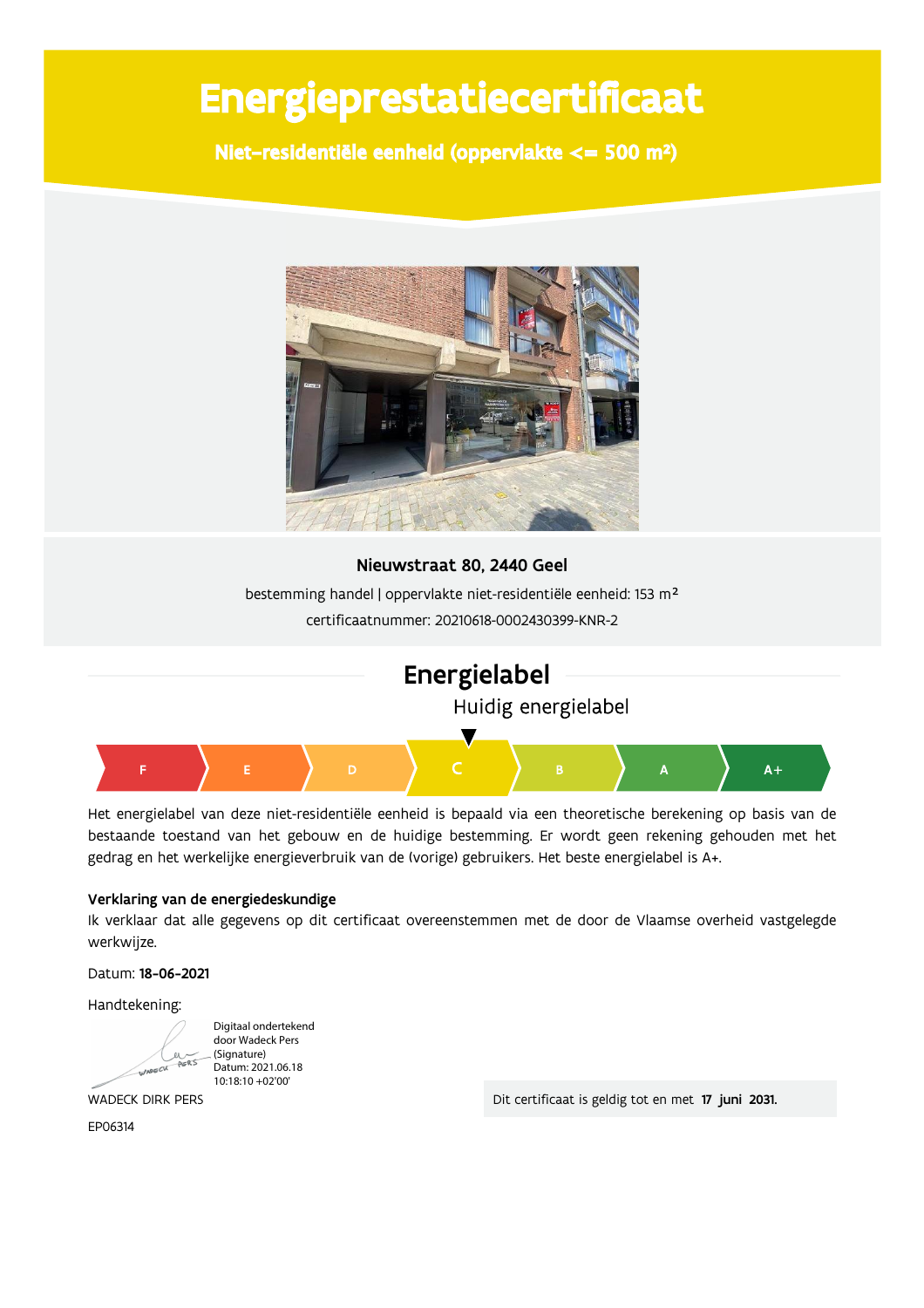# Energieprestatiecertificaat

## Niet-residentiële eenheid (oppervlakte <= 500 m²)

**Nieuwstraat 80, 2440 Geel**

bestemming handel | oppervlakte niet-residentiële eenheid: 153 m²

certificaatnummer: 20210618-0002430399-KNR-2

## Energielabel

Huidig energielabel

F | E | D | **C** | B | A | A+

Het energielabel van deze niet-residentiële eenheid is bepaald via een theoretische berekening op basis van de bestaande toestand van het gebouw en de huidige bestemming. Er wordt geen rekening gehouden met het gedrag en het werkelijke energieverbruik van de (vorige) gebruikers. Het beste energielabel is A+.

**Verklaring van de energiedeskundige**

Ik verklaar dat alle gegevens op dit certificaat overeenstemmen met de door de Vlaamse overheid vastgelegde werkwijze.

Datum: **18-06-2021**

Handtekening:

Digitaal ondertekend door Wadeck Pers (Signature)
Datum: 2021.06.18 10:18:10 +02'00'

WADECK DIRK PERS

EP06314

Dit certificaat is geldig tot en met **17 juni 2031.**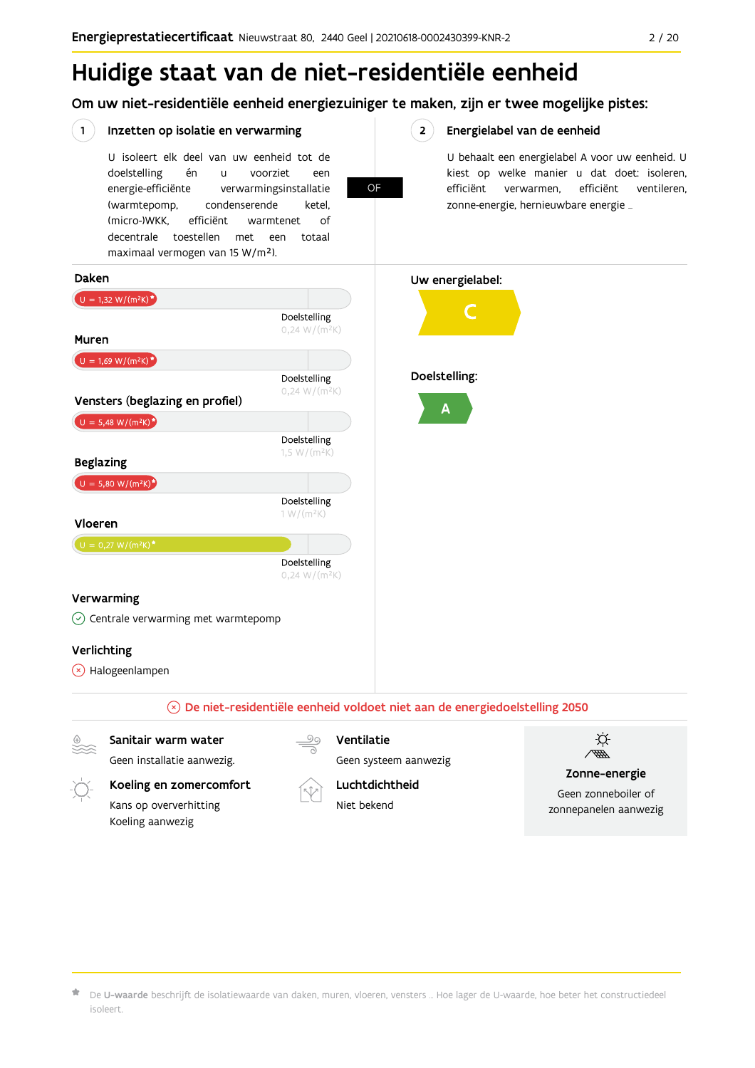# Huidige staat van de niet-residentiële eenheid

## Om uw niet-residentiële eenheid energiezuiniger te maken, zijn er twee mogelijke pistes:

### 1 Inzetten op isolatie en verwarming

U isoleert elk deel van uw eenheid tot de doelstelling én u voorziet een energie-efficiënte verwarmingsinstallatie (warmtepomp, condenserende ketel, (micro-)WKK, efficiënt warmtenet of decentrale toestellen met een totaal maximaal vermogen van 15 W/m²).

**OF**

### 2 Energielabel van de eenheid

U behaalt een energielabel A voor uw eenheid. U kiest op welke manier u dat doet: isoleren, efficiënt verwarmen, efficiënt ventileren, zonne-energie, hernieuwbare energie …

**Daken**

U = 1,32 W/(m²K)*

Doelstelling 0,24 W/(m²K)

**Muren**

U = 1,69 W/(m²K)*

Doelstelling 0,24 W/(m²K)

**Vensters (beglazing en profiel)**

U = 5,48 W/(m²K)*

Doelstelling 1,5 W/(m²K)

**Beglazing**

U = 5,80 W/(m²K)*

Doelstelling 1 W/(m²K)

**Vloeren**

U = 0,27 W/(m²K)*

Doelstelling 0,24 W/(m²K)

**Verwarming**

Centrale verwarming met warmtepomp

**Verlichting**

Halogeenlampen

**Uw energielabel:** C

**Doelstelling:** A

De niet-residentiële eenheid voldoet niet aan de energiedoelstelling 2050

**Sanitair warm water**

Geen installatie aanwezig.

**Koeling en zomercomfort**

Kans op oververhitting
Koeling aanwezig

**Ventilatie**

Geen systeem aanwezig

**Luchtdichtheid**

Niet bekend

**Zonne-energie**

Geen zonneboiler of zonnepanelen aanwezig

* De **U-waarde** beschrijft de isolatiewaarde van daken, muren, vloeren, vensters … Hoe lager de U-waarde, hoe beter het constructiedeel isoleert.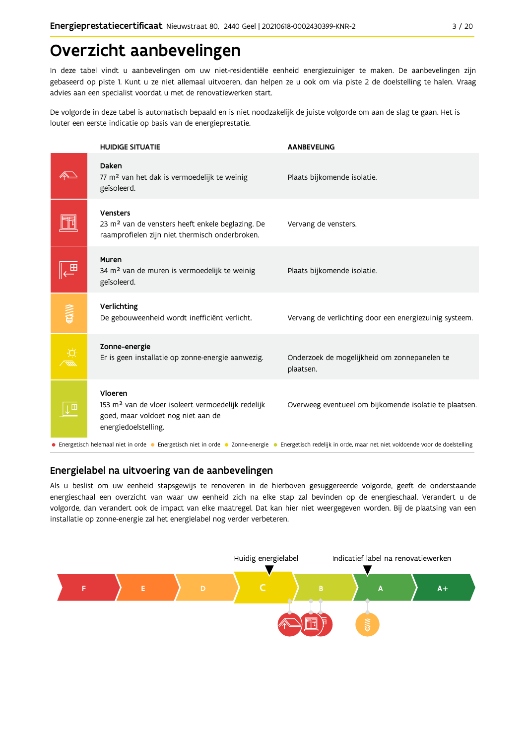# Overzicht aanbevelingen

In deze tabel vindt u aanbevelingen om uw niet-residentiële eenheid energiezuiniger te maken. De aanbevelingen zijn gebaseerd op piste 1. Kunt u ze niet allemaal uitvoeren, dan helpen ze u ook om via piste 2 de doelstelling te halen. Vraag advies aan een specialist voordat u met de renovatiewerken start.

De volgorde in deze tabel is automatisch bepaald en is niet noodzakelijk de juiste volgorde om aan de slag te gaan. Het is louter een eerste indicatie op basis van de energieprestatie.

| HUIDIGE SITUATIE | AANBEVELING |
|---|---|
| **Daken**<br>77 m² van het dak is vermoedelijk te weinig geïsoleerd. | Plaats bijkomende isolatie. |
| **Vensters**<br>23 m² van de vensters heeft enkele beglazing. De raamprofielen zijn niet thermisch onderbroken. | Vervang de vensters. |
| **Muren**<br>34 m² van de muren is vermoedelijk te weinig geïsoleerd. | Plaats bijkomende isolatie. |
| **Verlichting**<br>De gebouweenheid wordt inefficiënt verlicht. | Vervang de verlichting door een energiezuinig systeem. |
| **Zonne-energie**<br>Er is geen installatie op zonne-energie aanwezig. | Onderzoek de mogelijkheid om zonnepanelen te plaatsen. |
| **Vloeren**<br>153 m² van de vloer isoleert vermoedelijk redelijk goed, maar voldoet nog niet aan de energiedoelstelling. | Overweeg eventueel om bijkomende isolatie te plaatsen. |

● Energetisch helemaal niet in orde ● Energetisch niet in orde ● Zonne-energie ● Energetisch redelijk in orde, maar net niet voldoende voor de doelstelling

## Energielabel na uitvoering van de aanbevelingen

Als u beslist om uw eenheid stapsgewijs te renoveren in de hierboven gesuggereerde volgorde, geeft de onderstaande energieschaal een overzicht van waar uw eenheid zich na elke stap zal bevinden op de energieschaal. Verandert u de volgorde, dan verandert ook de impact van elke maatregel. Dat kan hier niet weergegeven worden. Bij de plaatsing van een installatie op zonne-energie zal het energielabel nog verder verbeteren.

Huidig energielabel: C

Indicatief label na renovatiewerken: A

F | E | D | C | B | A | A+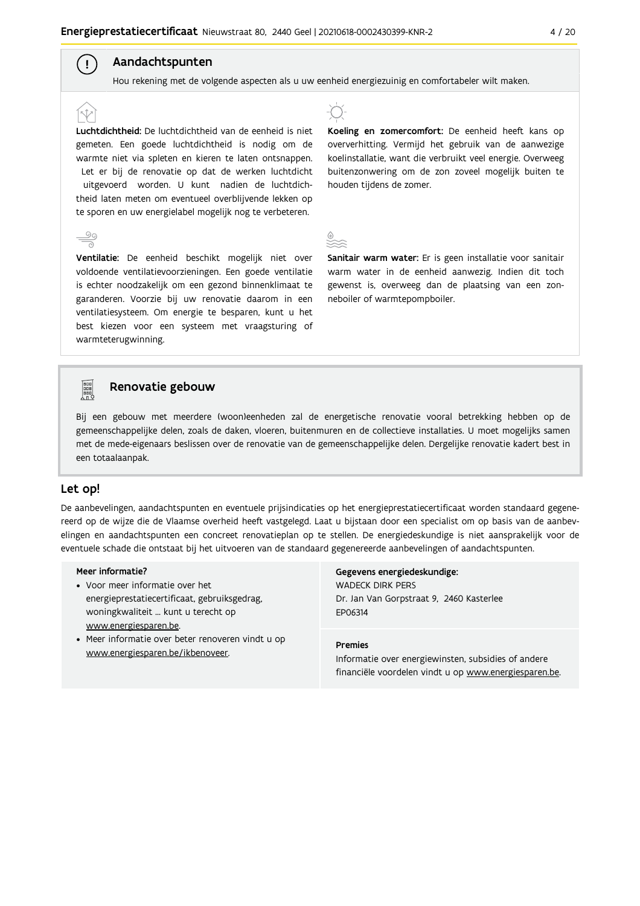## Aandachtspunten

Hou rekening met de volgende aspecten als u uw eenheid energiezuinig en comfortabeler wilt maken.

**Luchtdichtheid:** De luchtdichtheid van de eenheid is niet gemeten. Een goede luchtdichtheid is nodig om de warmte niet via spleten en kieren te laten ontsnappen. Let er bij de renovatie op dat de werken luchtdicht uitgevoerd worden. U kunt nadien de luchtdichtheid laten meten om eventueel overblijvende lekken op te sporen en uw energielabel mogelijk nog te verbeteren.

**Ventilatie:** De eenheid beschikt mogelijk niet over voldoende ventilatievoorzieningen. Een goede ventilatie is echter noodzakelijk om een gezond binnenklimaat te garanderen. Voorzie bij uw renovatie daarom in een ventilatiesysteem. Om energie te besparen, kunt u het best kiezen voor een systeem met vraagsturing of warmteterugwinning.

**Koeling en zomercomfort:** De eenheid heeft kans op oververhitting. Vermijd het gebruik van de aanwezige koelinstallatie, want die verbruikt veel energie. Overweeg buitenzonwering om de zon zoveel mogelijk buiten te houden tijdens de zomer.

**Sanitair warm water:** Er is geen installatie voor sanitair warm water in de eenheid aanwezig. Indien dit toch gewenst is, overweeg dan de plaatsing van een zonneboiler of warmtepompboiler.

## Renovatie gebouw

Bij een gebouw met meerdere (woon)eenheden zal de energetische renovatie vooral betrekking hebben op de gemeenschappelijke delen, zoals de daken, vloeren, buitenmuren en de collectieve installaties. U moet mogelijks samen met de mede-eigenaars beslissen over de renovatie van de gemeenschappelijke delen. Dergelijke renovatie kadert best in een totaalaanpak.

## Let op!

De aanbevelingen, aandachtspunten en eventuele prijsindicaties op het energieprestatiecertificaat worden standaard gegenereerd op de wijze die de Vlaamse overheid heeft vastgelegd. Laat u bijstaan door een specialist om op basis van de aanbevelingen en aandachtspunten een concreet renovatieplan op te stellen. De energiedeskundige is niet aansprakelijk voor de eventuele schade die ontstaat bij het uitvoeren van de standaard gegenereerde aanbevelingen of aandachtspunten.

**Meer informatie?**

- Voor meer informatie over het energieprestatiecertificaat, gebruiksgedrag, woningkwaliteit ... kunt u terecht op www.energiesparen.be.
- Meer informatie over beter renoveren vindt u op www.energiesparen.be/ikbenoveer.

**Gegevens energiedeskundige:**
WADECK DIRK PERS
Dr. Jan Van Gorpstraat 9, 2460 Kasterlee
EP06314

**Premies**
Informatie over energiewinsten, subsidies of andere financiële voordelen vindt u op www.energiesparen.be.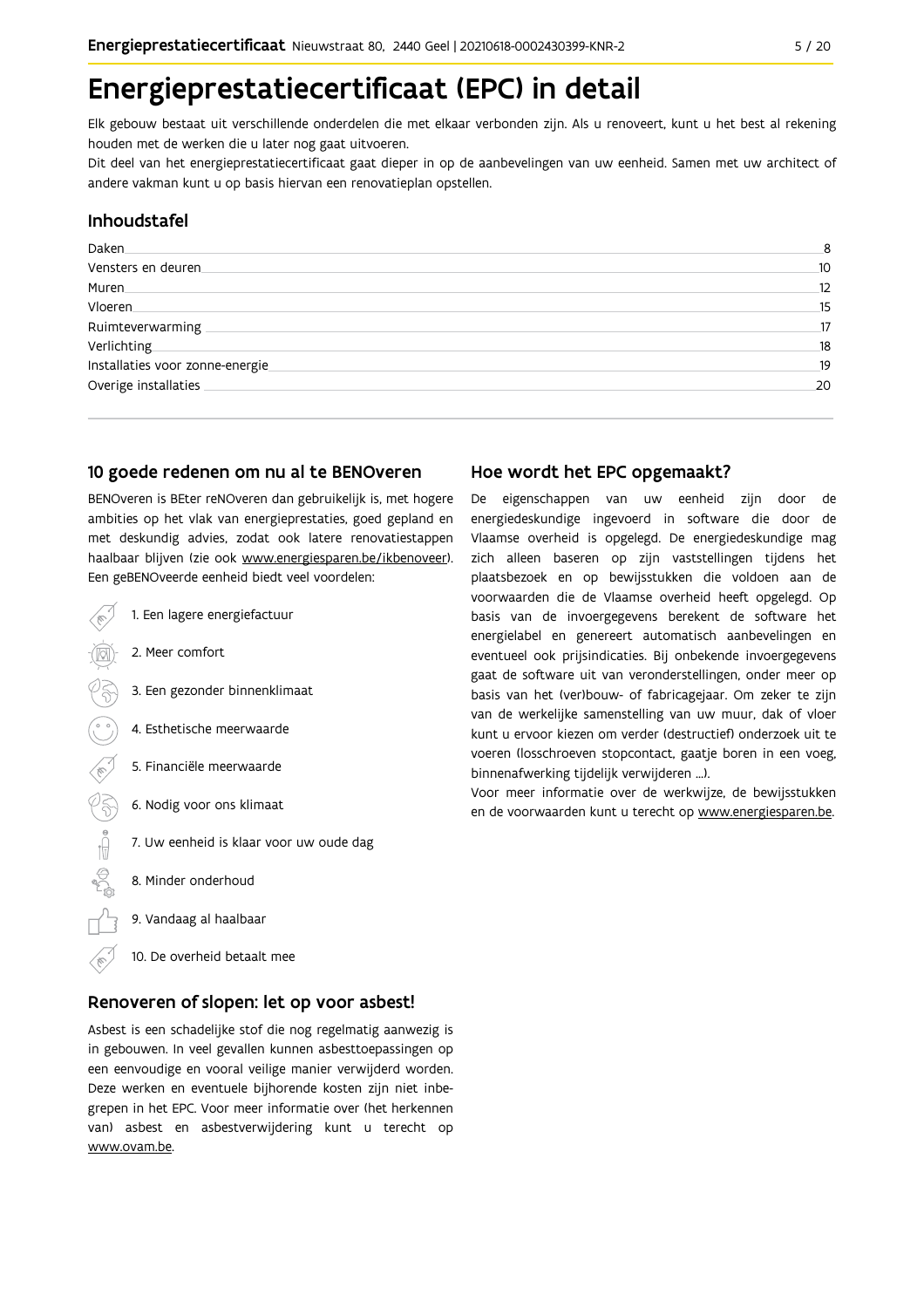# Energieprestatiecertificaat (EPC) in detail

Elk gebouw bestaat uit verschillende onderdelen die met elkaar verbonden zijn. Als u renoveert, kunt u het best al rekening houden met de werken die u later nog gaat uitvoeren.

Dit deel van het energieprestatiecertificaat gaat dieper in op de aanbevelingen van uw eenheid. Samen met uw architect of andere vakman kunt u op basis hiervan een renovatieplan opstellen.

## Inhoudstafel

| | |
|---|---|
| Daken | 8 |
| Vensters en deuren | 10 |
| Muren | 12 |
| Vloeren | 15 |
| Ruimteverwarming | 17 |
| Verlichting | 18 |
| Installaties voor zonne-energie | 19 |
| Overige installaties | 20 |

## 10 goede redenen om nu al te BENOveren

BENOveren is BEter reNOveren dan gebruikelijk is, met hogere ambities op het vlak van energieprestaties, goed gepland en met deskundig advies, zodat ook latere renovatiestappen haalbaar blijven (zie ook www.energiesparen.be/ikbenoveer). Een geBENOveerde eenheid biedt veel voordelen:

1. Een lagere energiefactuur
2. Meer comfort
3. Een gezonder binnenklimaat
4. Esthetische meerwaarde
5. Financiële meerwaarde
6. Nodig voor ons klimaat
7. Uw eenheid is klaar voor uw oude dag
8. Minder onderhoud
9. Vandaag al haalbaar
10. De overheid betaalt mee

## Renoveren of slopen: let op voor asbest!

Asbest is een schadelijke stof die nog regelmatig aanwezig is in gebouwen. In veel gevallen kunnen asbesttoepassingen op een eenvoudige en vooral veilige manier verwijderd worden. Deze werken en eventuele bijhorende kosten zijn niet inbegrepen in het EPC. Voor meer informatie over (het herkennen van) asbest en asbestverwijdering kunt u terecht op www.ovam.be.

## Hoe wordt het EPC opgemaakt?

De eigenschappen van uw eenheid zijn door de energiedeskundige ingevoerd in software die door de Vlaamse overheid is opgelegd. De energiedeskundige mag zich alleen baseren op zijn vaststellingen tijdens het plaatsbezoek en op bewijsstukken die voldoen aan de voorwaarden die de Vlaamse overheid heeft opgelegd. Op basis van de invoergegevens berekent de software het energielabel en genereert automatisch aanbevelingen en eventueel ook prijsindicaties. Bij onbekende invoergegevens gaat de software uit van veronderstellingen, onder meer op basis van het (ver)bouw- of fabricagejaar. Om zeker te zijn van de werkelijke samenstelling van uw muur, dak of vloer kunt u ervoor kiezen om verder (destructief) onderzoek uit te voeren (losschroeven stopcontact, gaatje boren in een voeg, binnenafwerking tijdelijk verwijderen ...).

Voor meer informatie over de werkwijze, de bewijsstukken en de voorwaarden kunt u terecht op www.energiesparen.be.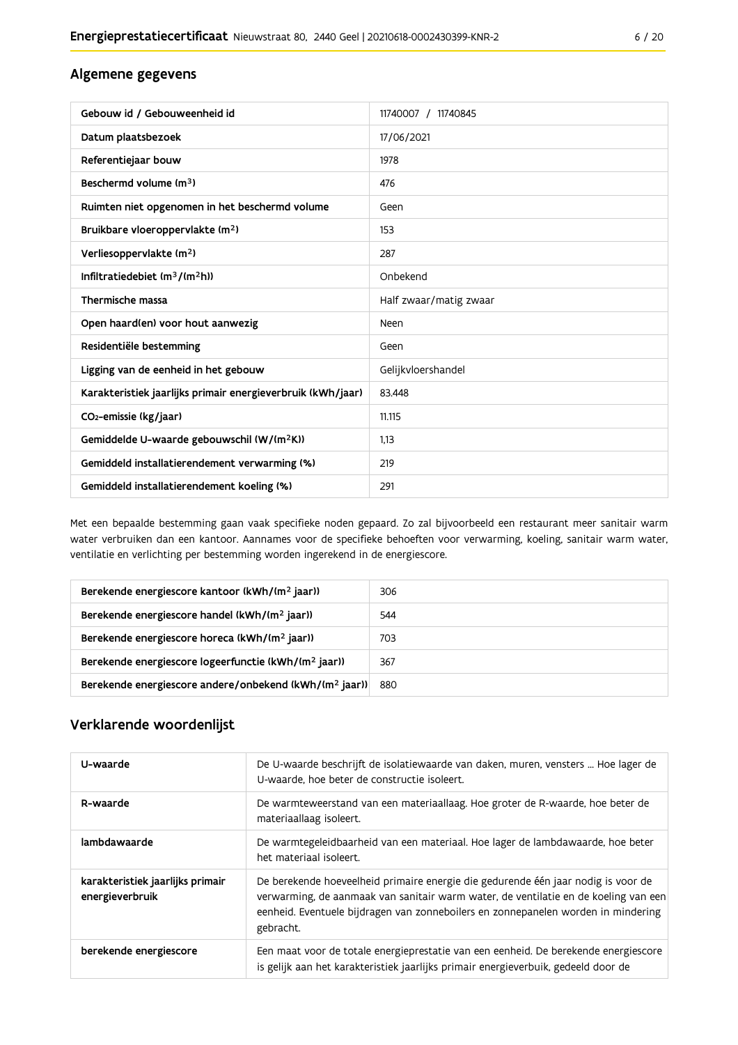## Algemene gegevens

| | |
|---|---|
| Gebouw id / Gebouweenheid id | 11740007 / 11740845 |
| Datum plaatsbezoek | 17/06/2021 |
| Referentiejaar bouw | 1978 |
| Beschermd volume ($m^3$) | 476 |
| Ruimten niet opgenomen in het beschermd volume | Geen |
| Bruikbare vloeroppervlakte ($m^2$) | 153 |
| Verliesoppervlakte ($m^2$) | 287 |
| Infiltratiedebiet ($m^3/(m^2h)$) | Onbekend |
| Thermische massa | Half zwaar/matig zwaar |
| Open haard(en) voor hout aanwezig | Neen |
| Residentiële bestemming | Geen |
| Ligging van de eenheid in het gebouw | Gelijkvloershandel |
| Karakteristiek jaarlijks primair energieverbruik (kWh/jaar) | 83.448 |
| $CO_2$-emissie (kg/jaar) | 11.115 |
| Gemiddelde U-waarde gebouwschil ($W/(m^2K)$) | 1,13 |
| Gemiddeld installatierendement verwarming (%) | 219 |
| Gemiddeld installatierendement koeling (%) | 291 |

Met een bepaalde bestemming gaan vaak specifieke noden gepaard. Zo zal bijvoorbeeld een restaurant meer sanitair warm water verbruiken dan een kantoor. Aannames voor de specifieke behoeften voor verwarming, koeling, sanitair warm water, ventilatie en verlichting per bestemming worden ingerekend in de energiescore.

| | |
|---|---|
| Berekende energiescore kantoor (kWh/($m^2$ jaar)) | 306 |
| Berekende energiescore handel (kWh/($m^2$ jaar)) | 544 |
| Berekende energiescore horeca (kWh/($m^2$ jaar)) | 703 |
| Berekende energiescore logeerfunctie (kWh/($m^2$ jaar)) | 367 |
| Berekende energiescore andere/onbekend (kWh/($m^2$ jaar)) | 880 |

## Verklarende woordenlijst

| | |
|---|---|
| U-waarde | De U-waarde beschrijft de isolatiewaarde van daken, muren, vensters ... Hoe lager de U-waarde, hoe beter de constructie isoleert. |
| R-waarde | De warmteweerstand van een materiaallaag. Hoe groter de R-waarde, hoe beter de materiaallaag isoleert. |
| lambdawaarde | De warmtegeleidbaarheid van een materiaal. Hoe lager de lambdawaarde, hoe beter het materiaal isoleert. |
| karakteristiek jaarlijks primair energieverbruik | De berekende hoeveelheid primaire energie die gedurende één jaar nodig is voor de verwarming, de aanmaak van sanitair warm water, de ventilatie en de koeling van een eenheid. Eventuele bijdragen van zonneboilers en zonnepanelen worden in mindering gebracht. |
| berekende energiescore | Een maat voor de totale energieprestatie van een eenheid. De berekende energiescore is gelijk aan het karakteristiek jaarlijks primair energieverbuik, gedeeld door de |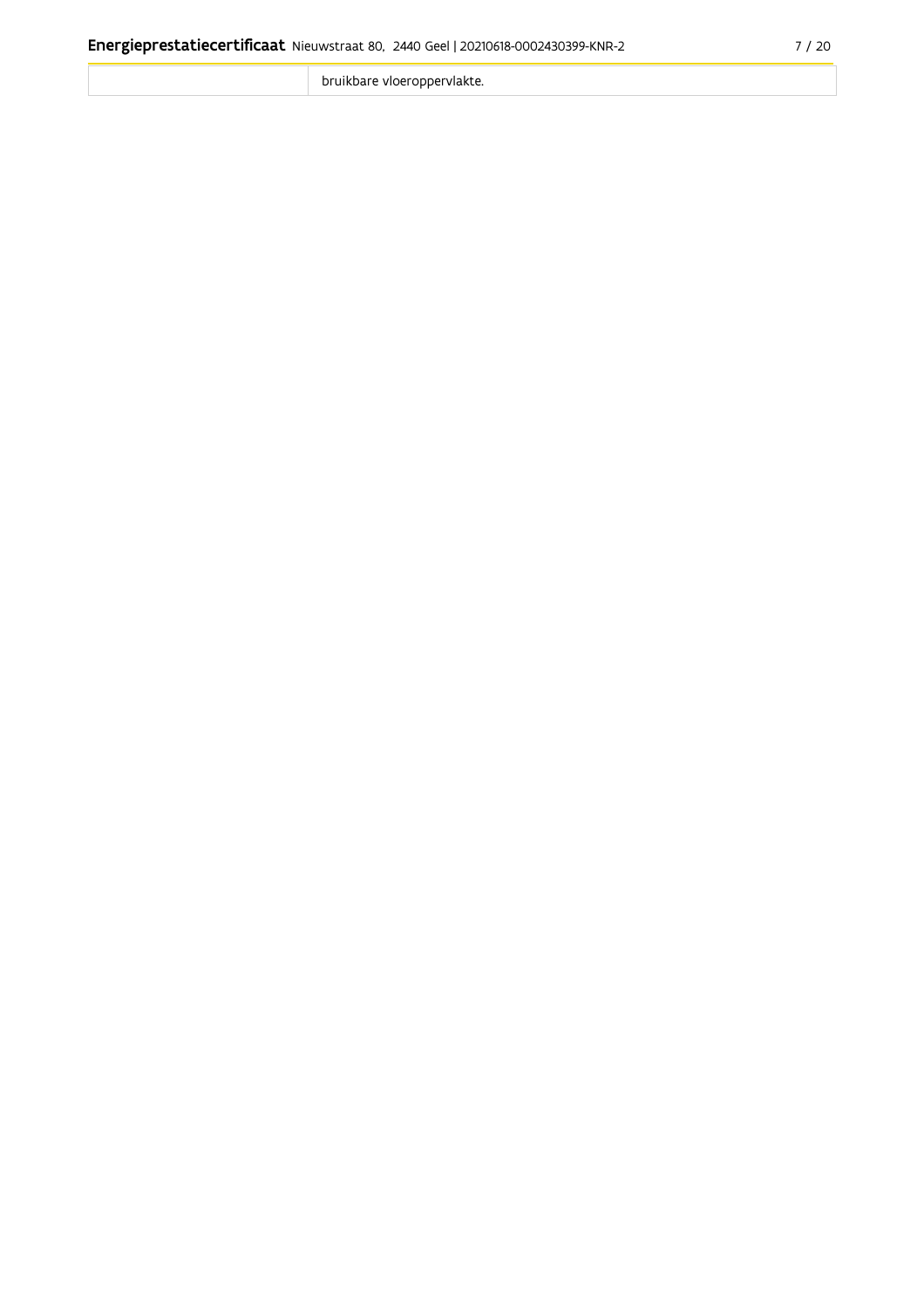|  | bruikbare vloeroppervlakte. |
|---|---|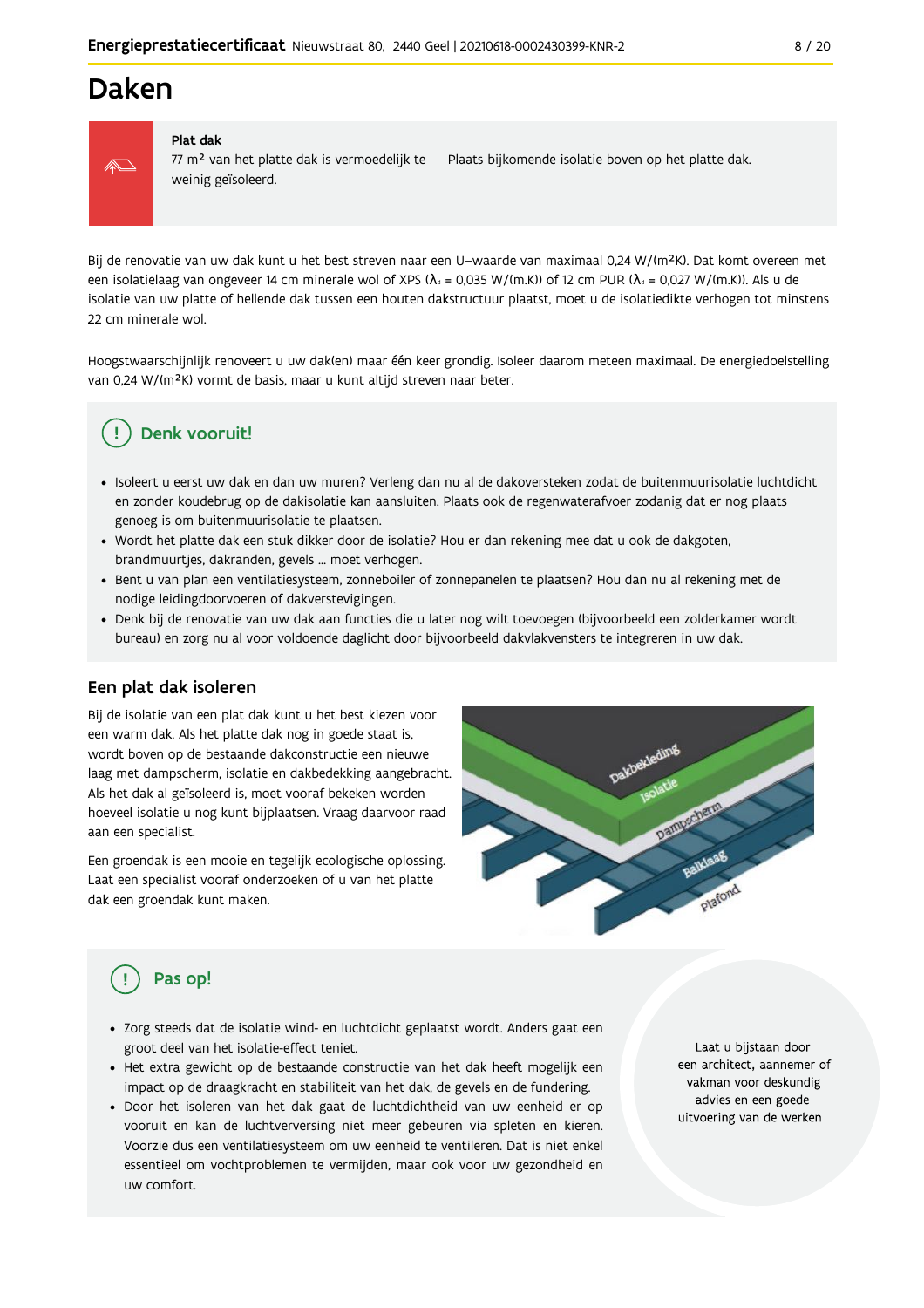# Daken

**Plat dak**

77 m² van het platte dak is vermoedelijk te weinig geïsoleerd.

Plaats bijkomende isolatie boven op het platte dak.

Bij de renovatie van uw dak kunt u het best streven naar een U-waarde van maximaal 0,24 W/(m²K). Dat komt overeen met een isolatielaag van ongeveer 14 cm minerale wol of XPS ($\lambda_d$ = 0,035 W/(m.K)) of 12 cm PUR ($\lambda_d$ = 0,027 W/(m.K)). Als u de isolatie van uw platte of hellende dak tussen een houten dakstructuur plaatst, moet u de isolatiedikte verhogen tot minstens 22 cm minerale wol.

Hoogstwaarschijnlijk renoveert u uw dak(en) maar één keer grondig. Isoleer daarom meteen maximaal. De energiedoelstelling van 0,24 W/(m²K) vormt de basis, maar u kunt altijd streven naar beter.

## Denk vooruit!

- Isoleert u eerst uw dak en dan uw muren? Verleng dan nu al de dakoversteken zodat de buitenmuurisolatie luchtdicht en zonder koudebrug op de dakisolatie kan aansluiten. Plaats ook de regenwaterafvoer zodanig dat er nog plaats genoeg is om buitenmuurisolatie te plaatsen.
- Wordt het platte dak een stuk dikker door de isolatie? Hou er dan rekening mee dat u ook de dakgoten, brandmuurtjes, dakranden, gevels ... moet verhogen.
- Bent u van plan een ventilatiesysteem, zonneboiler of zonnepanelen te plaatsen? Hou dan nu al rekening met de nodige leidingdoorvoeren of dakverstevigingen.
- Denk bij de renovatie van uw dak aan functies die u later nog wilt toevoegen (bijvoorbeeld een zolderkamer wordt bureau) en zorg nu al voor voldoende daglicht door bijvoorbeeld dakvlakvensters te integreren in uw dak.

## Een plat dak isoleren

Bij de isolatie van een plat dak kunt u het best kiezen voor een warm dak. Als het platte dak nog in goede staat is, wordt boven op de bestaande dakconstructie een nieuwe laag met dampscherm, isolatie en dakbedekking aangebracht. Als het dak al geïsoleerd is, moet vooraf bekeken worden hoeveel isolatie u nog kunt bijplaatsen. Vraag daarvoor raad aan een specialist.

Een groendak is een mooie en tegelijk ecologische oplossing. Laat een specialist vooraf onderzoeken of u van het platte dak een groendak kunt maken.

## Pas op!

- Zorg steeds dat de isolatie wind- en luchtdicht geplaatst wordt. Anders gaat een groot deel van het isolatie-effect teniet.
- Het extra gewicht op de bestaande constructie van het dak heeft mogelijk een impact op de draagkracht en stabiliteit van het dak, de gevels en de fundering.
- Door het isoleren van het dak gaat de luchtdichtheid van uw eenheid er op vooruit en kan de luchtverversing niet meer gebeuren via spleten en kieren. Voorzie dus een ventilatiesysteem om uw eenheid te ventileren. Dat is niet enkel essentieel om vochtproblemen te vermijden, maar ook voor uw gezondheid en uw comfort.

Laat u bijstaan door een architect, aannemer of vakman voor deskundig advies en een goede uitvoering van de werken.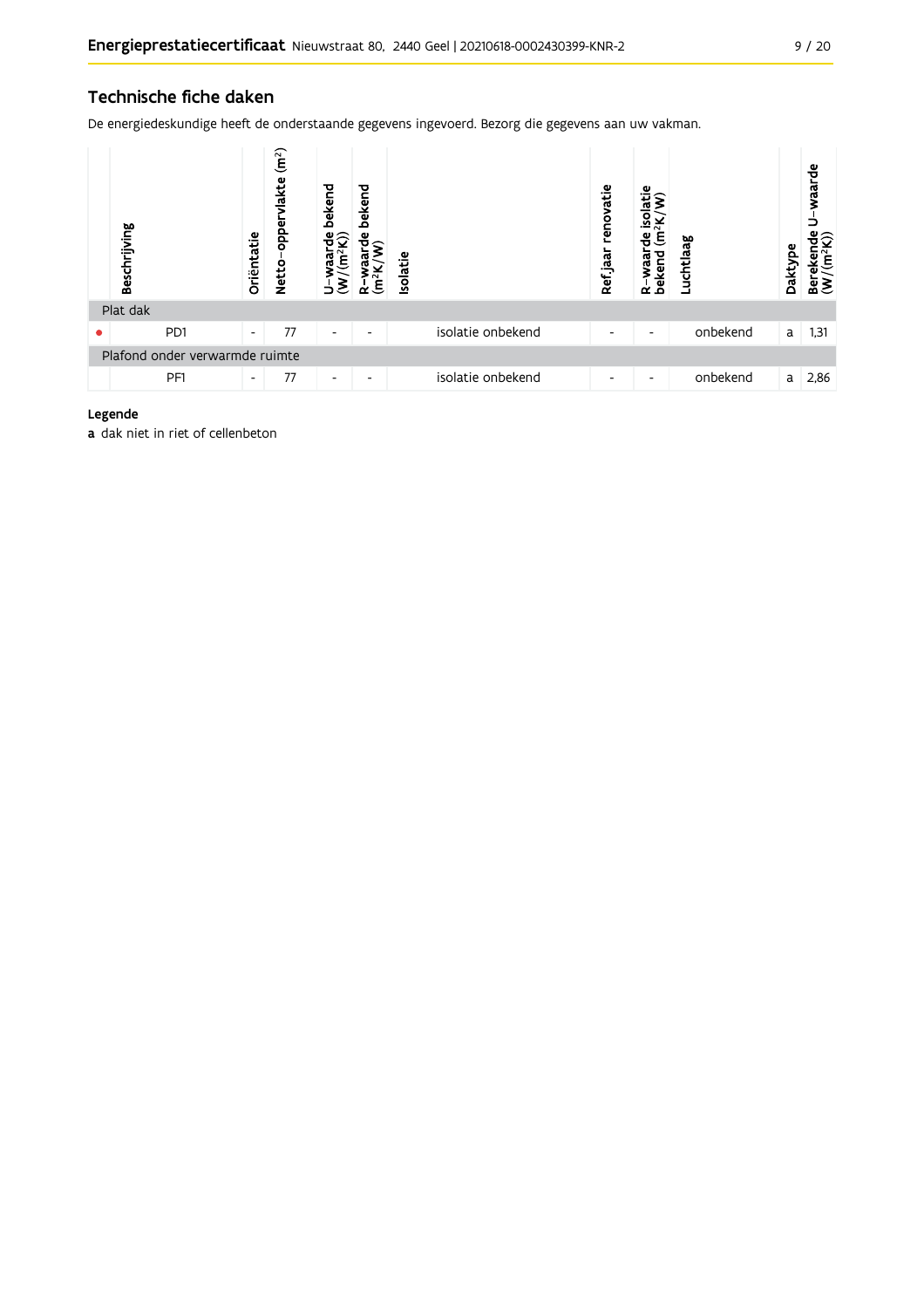## Technische fiche daken

De energiedeskundige heeft de onderstaande gegevens ingevoerd. Bezorg die gegevens aan uw vakman.

| | Beschrijving | Oriëntatie | Netto-oppervlakte ($m^2$) | U-waarde bekend ($W/(m^2K)$) | R-waarde bekend ($m^2K/W$) | Isolatie | Ref.jaar renovatie | R-waarde isolatie bekend ($m^2K/W$) | Luchtlaag | Daktype | Berekende U-waarde ($W/(m^2K)$) |
|---|---|---|---|---|---|---|---|---|---|---|---|
| Plat dak | | | | | | | | | | | |
| • | PD1 | - | 77 | - | - | isolatie onbekend | - | - | onbekend | a | 1,31 |
| Plafond onder verwarmde ruimte | | | | | | | | | | | |
| | PF1 | - | 77 | - | - | isolatie onbekend | - | - | onbekend | a | 2,86 |

**Legende**

**a** dak niet in riet of cellenbeton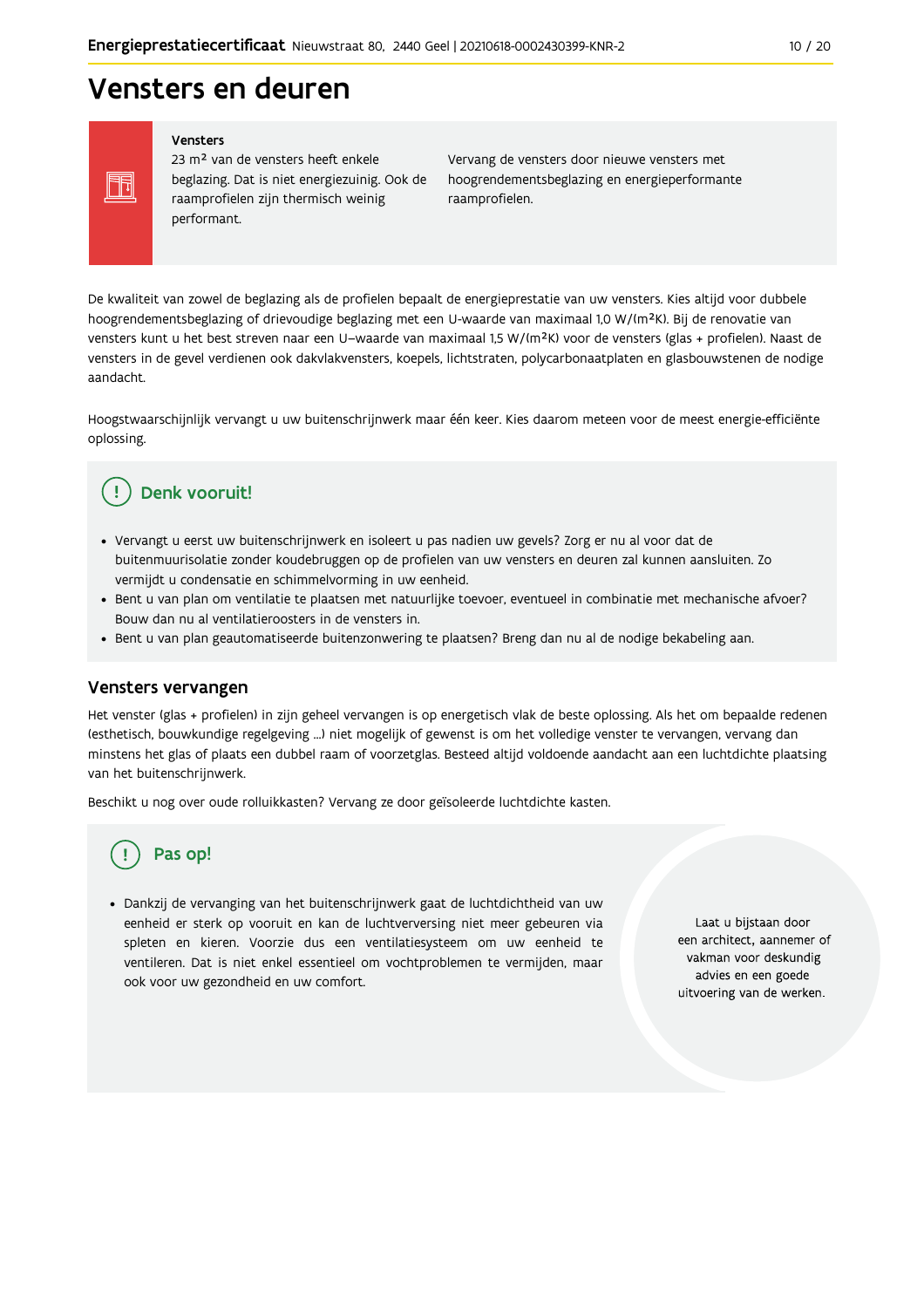# Vensters en deuren

**Vensters**

23 m² van de vensters heeft enkele beglazing. Dat is niet energiezuinig. Ook de raamprofielen zijn thermisch weinig performant.

Vervang de vensters door nieuwe vensters met hoogrendementsbeglazing en energieperformante raamprofielen.

De kwaliteit van zowel de beglazing als de profielen bepaalt de energieprestatie van uw vensters. Kies altijd voor dubbele hoogrendementsbeglazing of drievoudige beglazing met een U-waarde van maximaal 1,0 W/(m²K). Bij de renovatie van vensters kunt u het best streven naar een U–waarde van maximaal 1,5 W/(m²K) voor de vensters (glas + profielen). Naast de vensters in de gevel verdienen ook dakvlakvensters, koepels, lichtstraten, polycarbonaatplaten en glasbouwstenen de nodige aandacht.

Hoogstwaarschijnlijk vervangt u uw buitenschrijnwerk maar één keer. Kies daarom meteen voor de meest energie-efficiënte oplossing.

## Denk vooruit!

- Vervangt u eerst uw buitenschrijnwerk en isoleert u pas nadien uw gevels? Zorg er nu al voor dat de buitenmuurisolatie zonder koudebruggen op de profielen van uw vensters en deuren zal kunnen aansluiten. Zo vermijdt u condensatie en schimmelvorming in uw eenheid.
- Bent u van plan om ventilatie te plaatsen met natuurlijke toevoer, eventueel in combinatie met mechanische afvoer? Bouw dan nu al ventilatieroosters in de vensters in.
- Bent u van plan geautomatiseerde buitenzonwering te plaatsen? Breng dan nu al de nodige bekabeling aan.

## Vensters vervangen

Het venster (glas + profielen) in zijn geheel vervangen is op energetisch vlak de beste oplossing. Als het om bepaalde redenen (esthetisch, bouwkundige regelgeving ...) niet mogelijk of gewenst is om het volledige venster te vervangen, vervang dan minstens het glas of plaats een dubbel raam of voorzetglas. Besteed altijd voldoende aandacht aan een luchtdichte plaatsing van het buitenschrijnwerk.

Beschikt u nog over oude rolluikkasten? Vervang ze door geïsoleerde luchtdichte kasten.

## Pas op!

- Dankzij de vervanging van het buitenschrijnwerk gaat de luchtdichtheid van uw eenheid er sterk op vooruit en kan de luchtverversing niet meer gebeuren via spleten en kieren. Voorzie dus een ventilatiesysteem om uw eenheid te ventileren. Dat is niet enkel essentieel om vochtproblemen te vermijden, maar ook voor uw gezondheid en uw comfort.

Laat u bijstaan door een architect, aannemer of vakman voor deskundig advies en een goede uitvoering van de werken.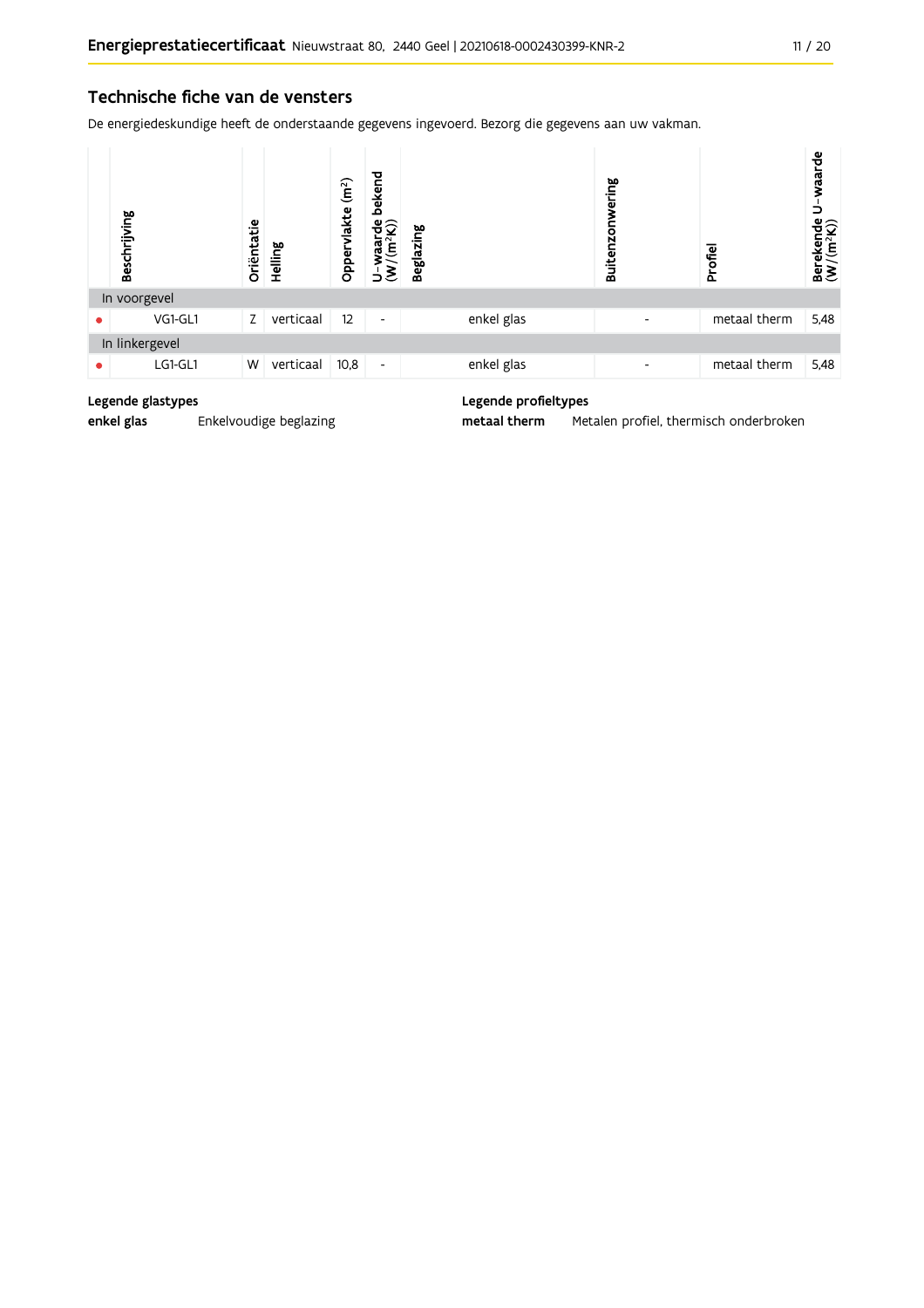## Technische fiche van de vensters

De energiedeskundige heeft de onderstaande gegevens ingevoerd. Bezorg die gegevens aan uw vakman.

| | Beschrijving | Oriëntatie | Helling | Oppervlakte ($m^2$) | U-waarde bekend ($W/(m^2K)$) | Beglazing | Buitenzonwering | Profiel | Berekende U-waarde ($W/(m^2K)$) |
|---|---|---|---|---|---|---|---|---|---|
| In voorgevel | | | | | | | | | |
| ● | VG1-GL1 | Z | verticaal | 12 | - | enkel glas | - | metaal therm | 5,48 |
| In linkergevel | | | | | | | | | |
| ● | LG1-GL1 | W | verticaal | 10,8 | - | enkel glas | - | metaal therm | 5,48 |

**Legende glastypes**

**enkel glas** Enkelvoudige beglazing

**Legende profieltypes**

**metaal therm** Metalen profiel, thermisch onderbroken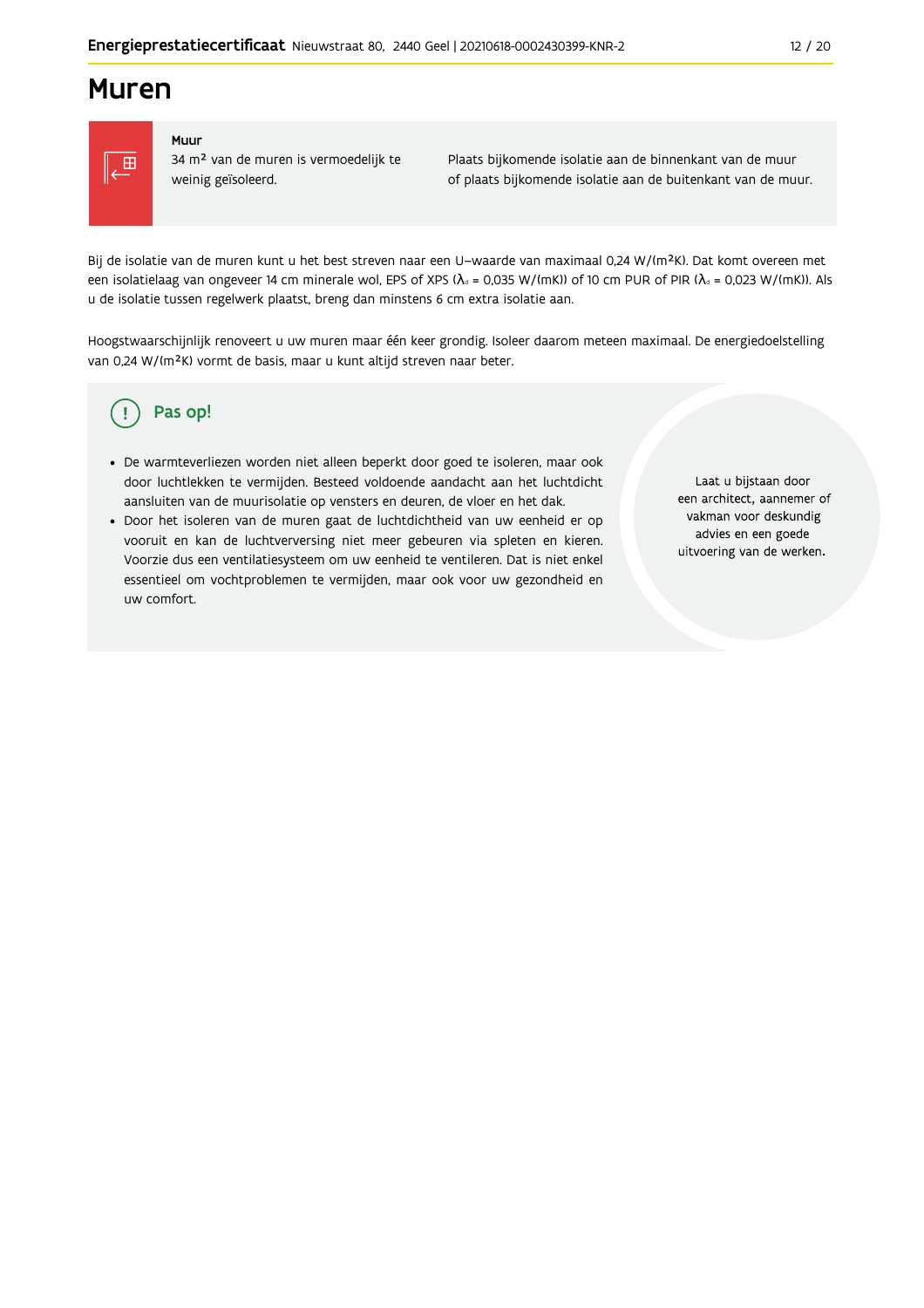# Muren

**Muur**

34 m² van de muren is vermoedelijk te weinig geïsoleerd.

Plaats bijkomende isolatie aan de binnenkant van de muur of plaats bijkomende isolatie aan de buitenkant van de muur.

Bij de isolatie van de muren kunt u het best streven naar een U-waarde van maximaal 0,24 W/(m²K). Dat komt overeen met een isolatielaag van ongeveer 14 cm minerale wol, EPS of XPS ($\lambda_d$ = 0,035 W/(mK)) of 10 cm PUR of PIR ($\lambda_d$ = 0,023 W/(mK)). Als u de isolatie tussen regelwerk plaatst, breng dan minstens 6 cm extra isolatie aan.

Hoogstwaarschijnlijk renoveert u uw muren maar één keer grondig. Isoleer daarom meteen maximaal. De energiedoelstelling van 0,24 W/(m²K) vormt de basis, maar u kunt altijd streven naar beter.

## Pas op!

- De warmteverliezen worden niet alleen beperkt door goed te isoleren, maar ook door luchtlekken te vermijden. Besteed voldoende aandacht aan het luchtdicht aansluiten van de muurisolatie op vensters en deuren, de vloer en het dak.
- Door het isoleren van de muren gaat de luchtdichtheid van uw eenheid er op vooruit en kan de luchtverversing niet meer gebeuren via spleten en kieren. Voorzie dus een ventilatiesysteem om uw eenheid te ventileren. Dat is niet enkel essentieel om vochtproblemen te vermijden, maar ook voor uw gezondheid en uw comfort.

Laat u bijstaan door een architect, aannemer of vakman voor deskundig advies en een goede uitvoering van de werken.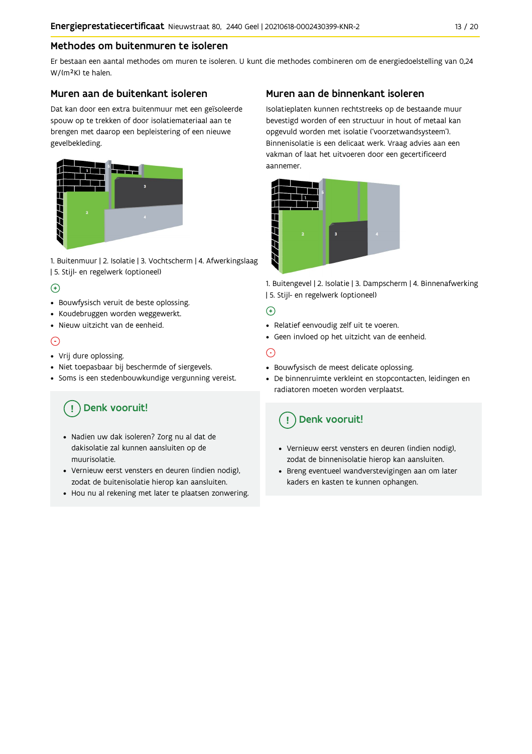## Methodes om buitenmuren te isoleren

Er bestaan een aantal methodes om muren te isoleren. U kunt die methodes combineren om de energiedoelstelling van 0,24 W/(m²K) te halen.

### Muren aan de buitenkant isoleren

Dat kan door een extra buitenmuur met een geïsoleerde spouw op te trekken of door isolatiemateriaal aan te brengen met daarop een bepleistering of een nieuwe gevelbekleding.

1. Buitenmuur | 2. Isolatie | 3. Vochtscherm | 4. Afwerkingslaag | 5. Stijl- en regelwerk (optioneel)

⊕

- Bouwfysisch veruit de beste oplossing.
- Koudebruggen worden weggewerkt.
- Nieuw uitzicht van de eenheid.

⊖

- Vrij dure oplossing.
- Niet toepasbaar bij beschermde of siergevels.
- Soms is een stedenbouwkundige vergunning vereist.

#### Denk vooruit!

- Nadien uw dak isoleren? Zorg nu al dat de dakisolatie zal kunnen aansluiten op de muurisolatie.
- Vernieuw eerst vensters en deuren (indien nodig), zodat de buitenisolatie hierop kan aansluiten.
- Hou nu al rekening met later te plaatsen zonwering.

### Muren aan de binnenkant isoleren

Isolatieplaten kunnen rechtstreeks op de bestaande muur bevestigd worden of een structuur in hout of metaal kan opgevuld worden met isolatie ('voorzetwandsysteem'). Binnenisolatie is een delicaat werk. Vraag advies aan een vakman of laat het uitvoeren door een gecertificeerd aannemer.

1. Buitengevel | 2. Isolatie | 3. Dampscherm | 4. Binnenafwerking | 5. Stijl- en regelwerk (optioneel)

⊕

- Relatief eenvoudig zelf uit te voeren.
- Geen invloed op het uitzicht van de eenheid.

⊖

- Bouwfysisch de meest delicate oplossing.
- De binnenruimte verkleint en stopcontacten, leidingen en radiatoren moeten worden verplaatst.

#### Denk vooruit!

- Vernieuw eerst vensters en deuren (indien nodig), zodat de binnenisolatie hierop kan aansluiten.
- Breng eventueel wandverstevigingen aan om later kaders en kasten te kunnen ophangen.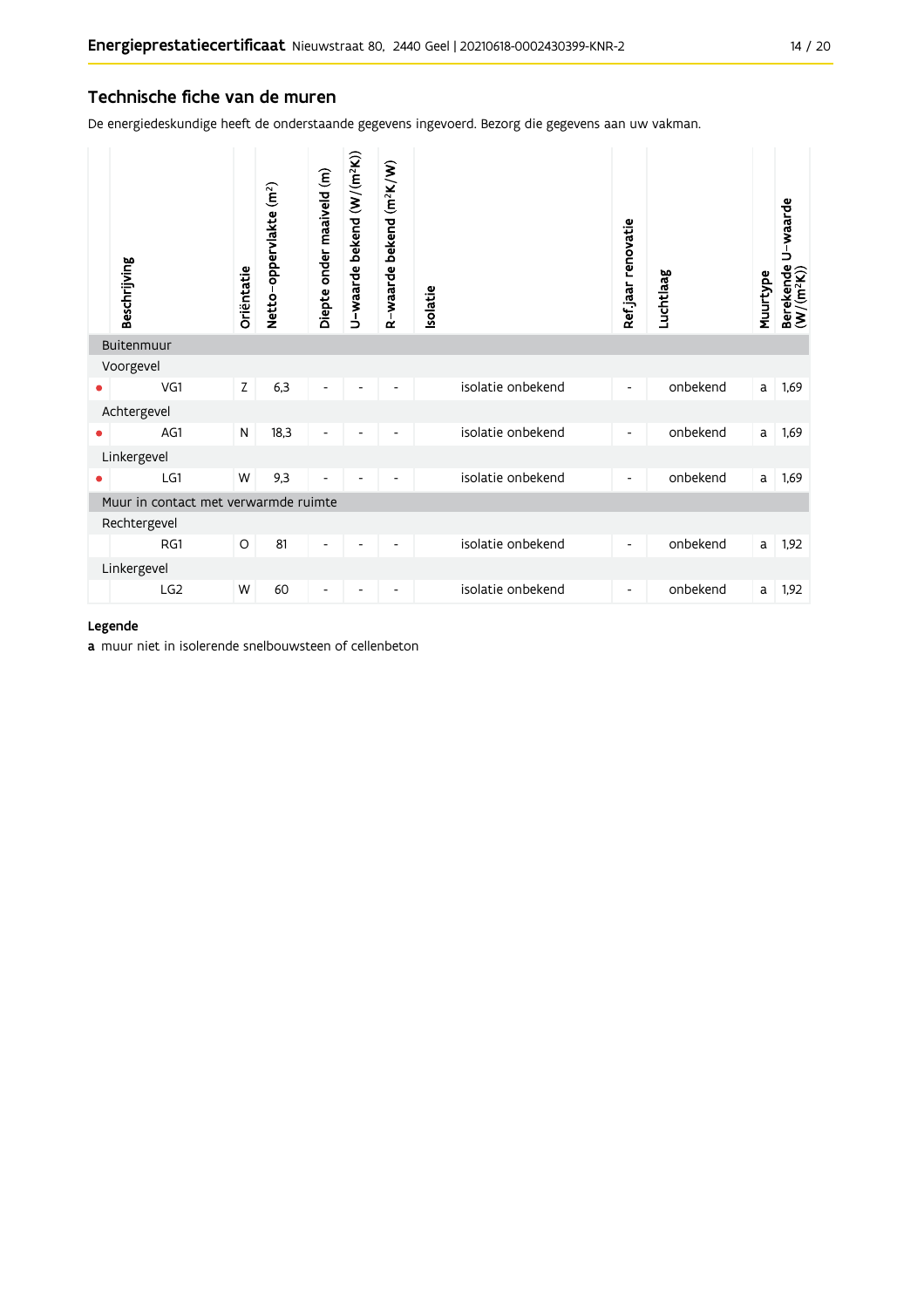## Technische fiche van de muren

De energiedeskundige heeft de onderstaande gegevens ingevoerd. Bezorg die gegevens aan uw vakman.

| | Beschrijving | Oriëntatie | Netto-oppervlakte ($m^2$) | Diepte onder maaiveld (m) | U-waarde bekend ($W/(m^2K)$) | R-waarde bekend ($m^2K/W$) | Isolatie | Ref.jaar renovatie | Luchtlaag | Muurtype | Berekende U-waarde ($W/(m^2K)$) |
|---|---|---|---|---|---|---|---|---|---|---|---|
| **Buitenmuur** | | | | | | | | | | | |
| Voorgevel | | | | | | | | | | | |
| • | VG1 | Z | 6,3 | - | - | - | isolatie onbekend | - | onbekend | a | 1,69 |
| Achtergevel | | | | | | | | | | | |
| • | AG1 | N | 18,3 | - | - | - | isolatie onbekend | - | onbekend | a | 1,69 |
| Linkergevel | | | | | | | | | | | |
| • | LG1 | W | 9,3 | - | - | - | isolatie onbekend | - | onbekend | a | 1,69 |
| **Muur in contact met verwarmde ruimte** | | | | | | | | | | | |
| Rechtergevel | | | | | | | | | | | |
| | RG1 | O | 81 | - | - | - | isolatie onbekend | - | onbekend | a | 1,92 |
| Linkergevel | | | | | | | | | | | |
| | LG2 | W | 60 | - | - | - | isolatie onbekend | - | onbekend | a | 1,92 |

**Legende**

**a** muur niet in isolerende snelbouwsteen of cellenbeton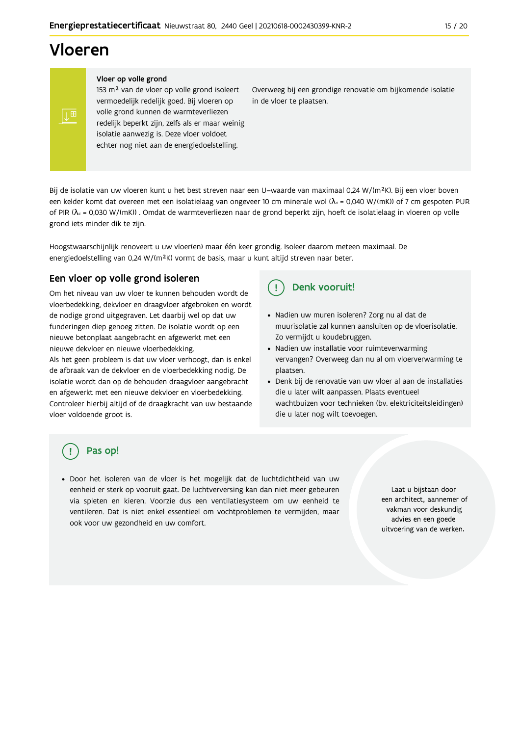# Vloeren

**Vloer op volle grond**

153 m² van de vloer op volle grond isoleert vermoedelijk redelijk goed. Bij vloeren op volle grond kunnen de warmteverliezen redelijk beperkt zijn, zelfs als er maar weinig isolatie aanwezig is. Deze vloer voldoet echter nog niet aan de energiedoelstelling.

Overweeg bij een grondige renovatie om bijkomende isolatie in de vloer te plaatsen.

Bij de isolatie van uw vloeren kunt u het best streven naar een U–waarde van maximaal 0,24 W/(m²K). Bij een vloer boven een kelder komt dat overeen met een isolatielaag van ongeveer 10 cm minerale wol ($\lambda_d$ = 0,040 W/(mK)) of 7 cm gespoten PUR of PIR ($\lambda_d$ = 0,030 W/(mK)) . Omdat de warmteverliezen naar de grond beperkt zijn, hoeft de isolatielaag in vloeren op volle grond iets minder dik te zijn.

Hoogstwaarschijnlijk renoveert u uw vloer(en) maar één keer grondig. Isoleer daarom meteen maximaal. De energiedoelstelling van 0,24 W/(m²K) vormt de basis, maar u kunt altijd streven naar beter.

## Een vloer op volle grond isoleren

Om het niveau van uw vloer te kunnen behouden wordt de vloerbedekking, dekvloer en draagvloer afgebroken en wordt de nodige grond uitgegraven. Let daarbij wel op dat uw funderingen diep genoeg zitten. De isolatie wordt op een nieuwe betonplaat aangebracht en afgewerkt met een nieuwe dekvloer en nieuwe vloerbedekking.
Als het geen probleem is dat uw vloer verhoogt, dan is enkel de afbraak van de dekvloer en de vloerbedekking nodig. De isolatie wordt dan op de behouden draagvloer aangebracht en afgewerkt met een nieuwe dekvloer en vloerbedekking. Controleer hierbij altijd of de draagkracht van uw bestaande vloer voldoende groot is.

### Denk vooruit!

- Nadien uw muren isoleren? Zorg nu al dat de muurisolatie zal kunnen aansluiten op de vloerisolatie. Zo vermijdt u koudebruggen.
- Nadien uw installatie voor ruimteverwarming vervangen? Overweeg dan nu al om vloerverwarming te plaatsen.
- Denk bij de renovatie van uw vloer al aan de installaties die u later wilt aanpassen. Plaats eventueel wachtbuizen voor technieken (bv. elektriciteitsleidingen) die u later nog wilt toevoegen.

### Pas op!

- Door het isoleren van de vloer is het mogelijk dat de luchtdichtheid van uw eenheid er sterk op vooruit gaat. De luchtverversing kan dan niet meer gebeuren via spleten en kieren. Voorzie dus een ventilatiesysteem om uw eenheid te ventileren. Dat is niet enkel essentieel om vochtproblemen te vermijden, maar ook voor uw gezondheid en uw comfort.

Laat u bijstaan door een architect, aannemer of vakman voor deskundig advies en een goede uitvoering van de werken.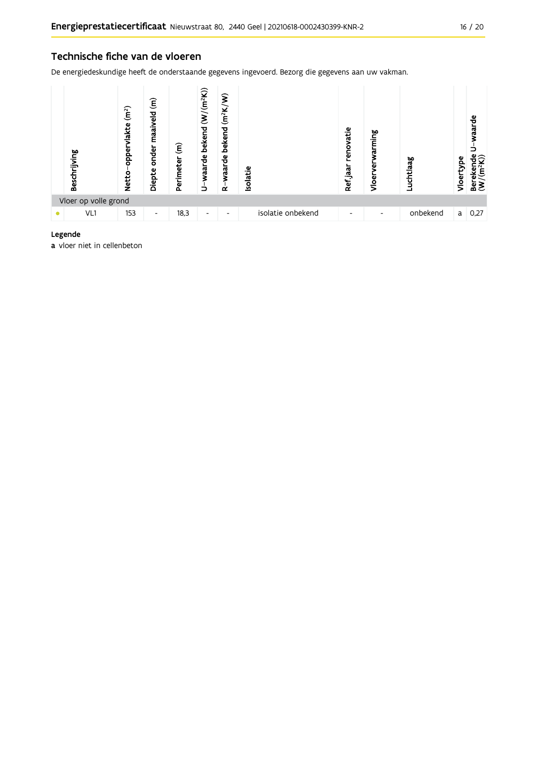## Technische fiche van de vloeren

De energiedeskundige heeft de onderstaande gegevens ingevoerd. Bezorg die gegevens aan uw vakman.

| | Beschrijving | Netto-oppervlakte (m²) | Diepte onder maaiveld (m) | Perimeter (m) | U-waarde bekend (W/(m²K)) | R-waarde bekend (m²K/W) | Isolatie | Ref.jaar renovatie | Vloerverwarming | Luchtlaag | Vloertype | Berekende U-waarde (W/(m²K)) |
|---|---|---|---|---|---|---|---|---|---|---|---|---|
| Vloer op volle grond | | | | | | | | | | | | |
| • | VL1 | 153 | - | 18,3 | - | - | isolatie onbekend | - | - | onbekend | a | 0,27 |

**Legende**

**a** vloer niet in cellenbeton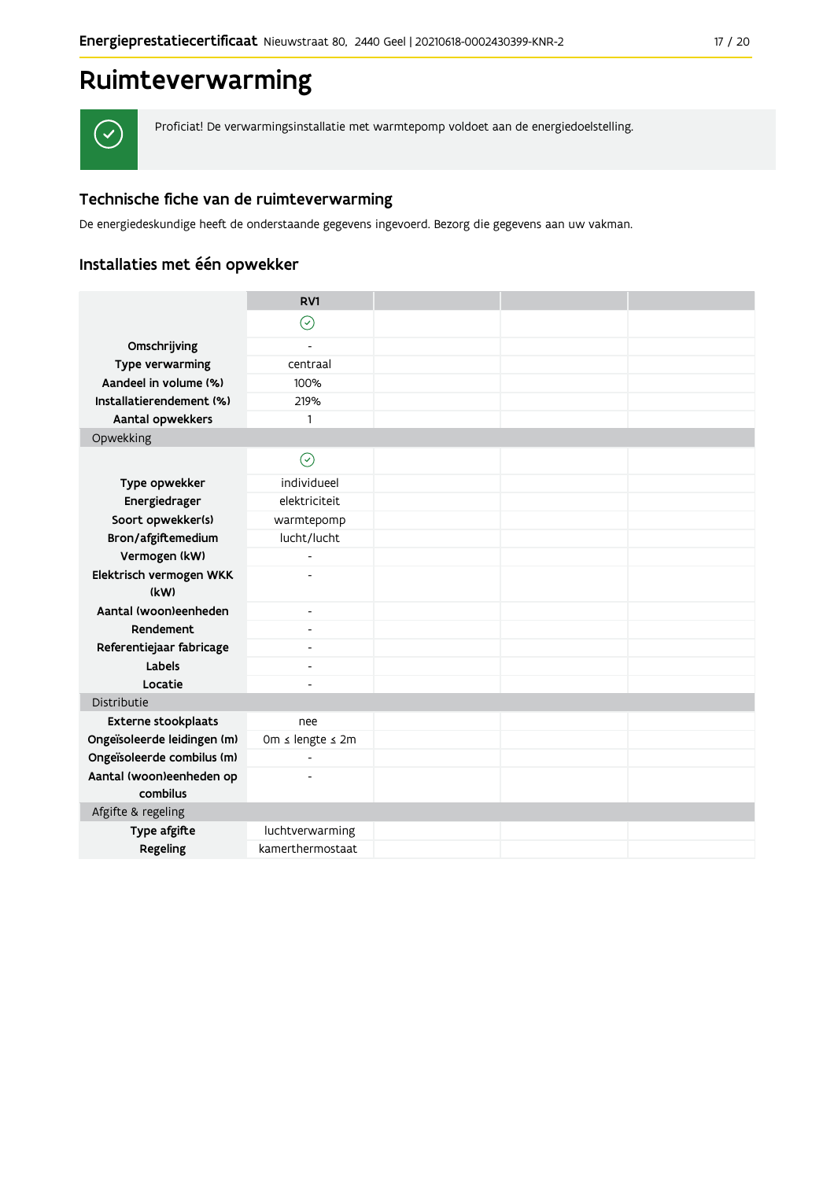# Ruimteverwarming

✓ Proficiat! De verwarmingsinstallatie met warmtepomp voldoet aan de energiedoelstelling.

## Technische fiche van de ruimteverwarming

De energiedeskundige heeft de onderstaande gegevens ingevoerd. Bezorg die gegevens aan uw vakman.

### Installaties met één opwekker

| | RV1 | | | |
|---|---|---|---|---|
| | ✓ | | | |
| **Omschrijving** | - | | | |
| **Type verwarming** | centraal | | | |
| **Aandeel in volume (%)** | 100% | | | |
| **Installatierendement (%)** | 219% | | | |
| **Aantal opwekkers** | 1 | | | |
| Opwekking | | | | |
| | ✓ | | | |
| **Type opwekker** | individueel | | | |
| **Energiedrager** | elektriciteit | | | |
| **Soort opwekker(s)** | warmtepomp | | | |
| **Bron/afgiftemedium** | lucht/lucht | | | |
| **Vermogen (kW)** | - | | | |
| **Elektrisch vermogen WKK (kW)** | - | | | |
| **Aantal (woon)eenheden** | - | | | |
| **Rendement** | - | | | |
| **Referentiejaar fabricage** | - | | | |
| **Labels** | - | | | |
| **Locatie** | - | | | |
| Distributie | | | | |
| **Externe stookplaats** | nee | | | |
| **Ongeïsoleerde leidingen (m)** | 0m ≤ lengte ≤ 2m | | | |
| **Ongeïsoleerde combilus (m)** | - | | | |
| **Aantal (woon)eenheden op combilus** | - | | | |
| Afgifte & regeling | | | | |
| **Type afgifte** | luchtverwarming | | | |
| **Regeling** | kamerthermostaat | | | |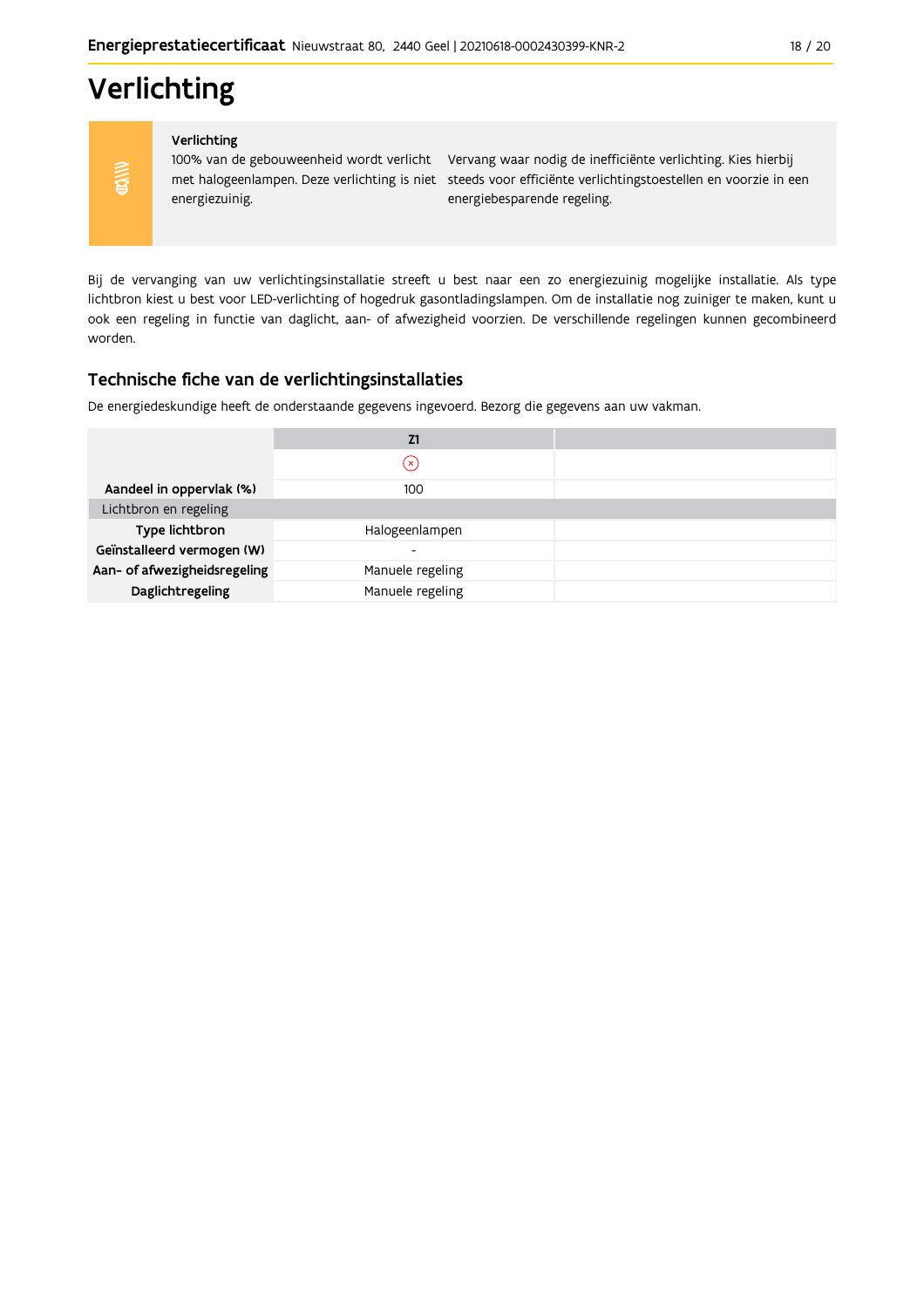# Verlichting

**Verlichting**

100% van de gebouweenheid wordt verlicht met halogeenlampen. Deze verlichting is niet energiezuinig.

Vervang waar nodig de inefficiënte verlichting. Kies hierbij steeds voor efficiënte verlichtingstoestellen en voorzie in een energiebesparende regeling.

Bij de vervanging van uw verlichtingsinstallatie streeft u best naar een zo energiezuinig mogelijke installatie. Als type lichtbron kiest u best voor LED-verlichting of hogedruk gasontladingslampen. Om de installatie nog zuiniger te maken, kunt u ook een regeling in functie van daglicht, aan- of afwezigheid voorzien. De verschillende regelingen kunnen gecombineerd worden.

## Technische fiche van de verlichtingsinstallaties

De energiedeskundige heeft de onderstaande gegevens ingevoerd. Bezorg die gegevens aan uw vakman.

| | Z1 | |
|---|---|---|
| | ⊗ | |
| **Aandeel in oppervlak (%)** | 100 | |
| Lichtbron en regeling | | |
| **Type lichtbron** | Halogeenlampen | |
| **Geïnstalleerd vermogen (W)** | - | |
| **Aan- of afwezigheidsregeling** | Manuele regeling | |
| **Daglichtregeling** | Manuele regeling | |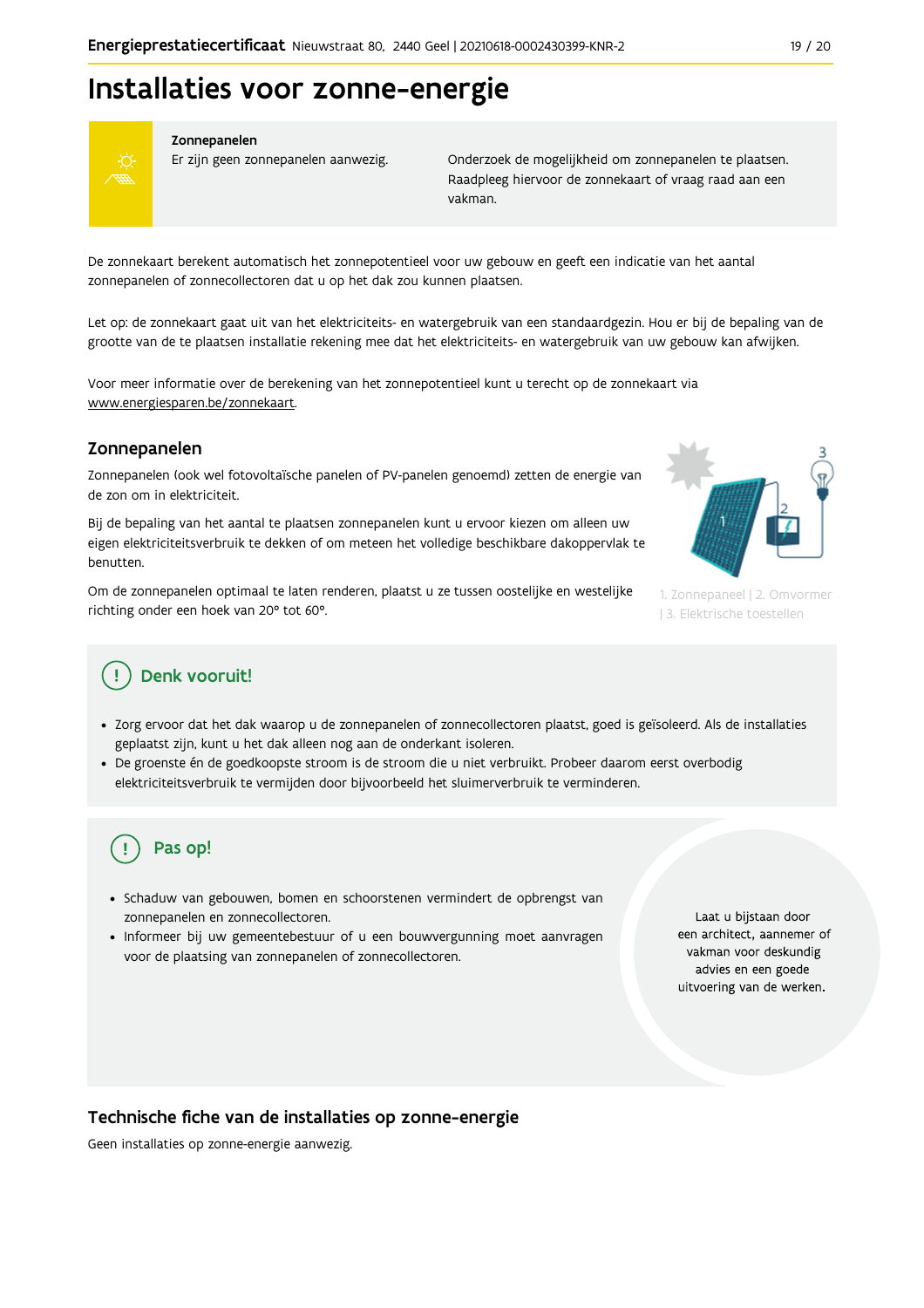# Installaties voor zonne-energie

**Zonnepanelen**
Er zijn geen zonnepanelen aanwezig.

Onderzoek de mogelijkheid om zonnepanelen te plaatsen. Raadpleeg hiervoor de zonnekaart of vraag raad aan een vakman.

De zonnekaart berekent automatisch het zonnepotentieel voor uw gebouw en geeft een indicatie van het aantal zonnepanelen of zonnecollectoren dat u op het dak zou kunnen plaatsen.

Let op: de zonnekaart gaat uit van het elektriciteits- en watergebruik van een standaardgezin. Hou er bij de bepaling van de grootte van de te plaatsen installatie rekening mee dat het elektriciteits- en watergebruik van uw gebouw kan afwijken.

Voor meer informatie over de berekening van het zonnepotentieel kunt u terecht op de zonnekaart via www.energiesparen.be/zonnekaart.

## Zonnepanelen

Zonnepanelen (ook wel fotovoltaïsche panelen of PV-panelen genoemd) zetten de energie van de zon om in elektriciteit.

Bij de bepaling van het aantal te plaatsen zonnepanelen kunt u ervoor kiezen om alleen uw eigen elektriciteitsverbruik te dekken of om meteen het volledige beschikbare dakoppervlak te benutten.

Om de zonnepanelen optimaal te laten renderen, plaatst u ze tussen oostelijke en westelijke richting onder een hoek van 20° tot 60°.

1. Zonnepaneel | 2. Omvormer | 3. Elektrische toestellen

### Denk vooruit!

- Zorg ervoor dat het dak waarop u de zonnepanelen of zonnecollectoren plaatst, goed is geïsoleerd. Als de installaties geplaatst zijn, kunt u het dak alleen nog aan de onderkant isoleren.
- De groenste én de goedkoopste stroom is de stroom die u niet verbruikt. Probeer daarom eerst overbodig elektriciteitsverbruik te vermijden door bijvoorbeeld het sluimerverbruik te verminderen.

### Pas op!

- Schaduw van gebouwen, bomen en schoorstenen vermindert de opbrengst van zonnepanelen en zonnecollectoren.
- Informeer bij uw gemeentebestuur of u een bouwvergunning moet aanvragen voor de plaatsing van zonnepanelen of zonnecollectoren.

Laat u bijstaan door een architect, aannemer of vakman voor deskundig advies en een goede uitvoering van de werken.

## Technische fiche van de installaties op zonne-energie

Geen installaties op zonne-energie aanwezig.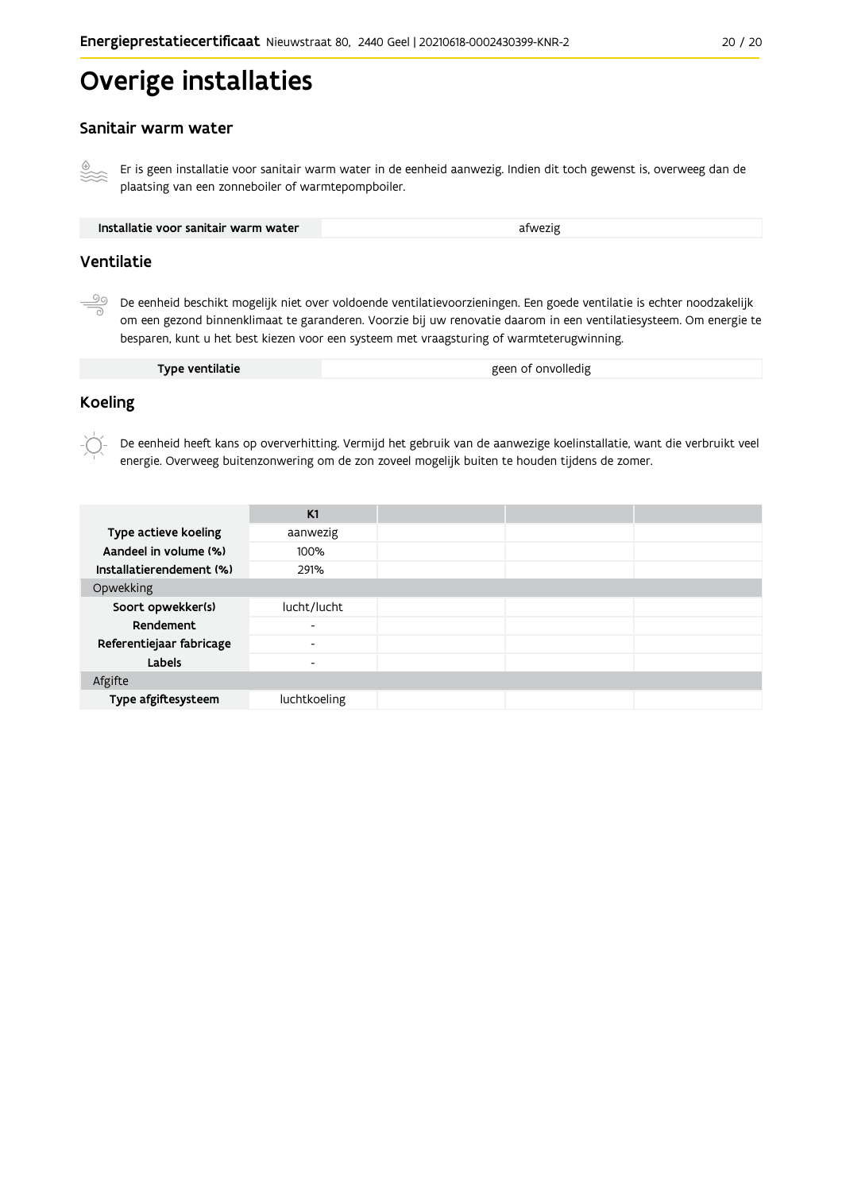# Overige installaties

## Sanitair warm water

Er is geen installatie voor sanitair warm water in de eenheid aanwezig. Indien dit toch gewenst is, overweeg dan de plaatsing van een zonneboiler of warmtepompboiler.

| | |
|---|---|
| **Installatie voor sanitair warm water** | afwezig |

## Ventilatie

De eenheid beschikt mogelijk niet over voldoende ventilatievoorzieningen. Een goede ventilatie is echter noodzakelijk om een gezond binnenklimaat te garanderen. Voorzie bij uw renovatie daarom in een ventilatiesysteem. Om energie te besparen, kunt u het best kiezen voor een systeem met vraagsturing of warmteterugwinning.

| | |
|---|---|
| **Type ventilatie** | geen of onvolledig |

## Koeling

De eenheid heeft kans op oververhitting. Vermijd het gebruik van de aanwezige koelinstallatie, want die verbruikt veel energie. Overweeg buitenzonwering om de zon zoveel mogelijk buiten te houden tijdens de zomer.

| | K1 | | | |
|---|---|---|---|---|
| **Type actieve koeling** | aanwezig | | | |
| **Aandeel in volume (%)** | 100% | | | |
| **Installatierendement (%)** | 291% | | | |
| Opwekking | | | | |
| **Soort opwekker(s)** | lucht/lucht | | | |
| **Rendement** | - | | | |
| **Referentiejaar fabricage** | - | | | |
| **Labels** | - | | | |
| Afgifte | | | | |
| **Type afgiftesysteem** | luchtkoeling | | | |